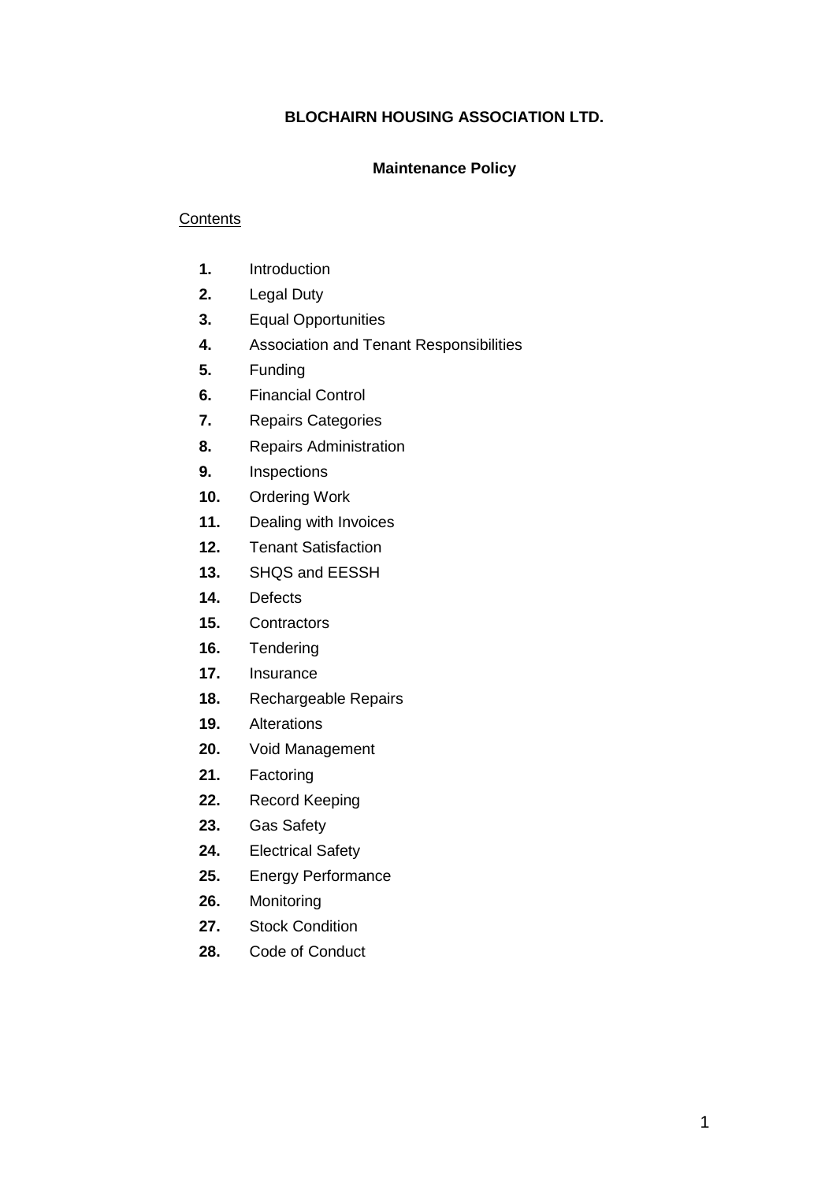# BLOCHAIRN HOUSING ASSOCIATION LTD.

## Maintenance Policy

Contents

1. Introduction
2. Legal Duty
3. Equal Opportunities
4. Association and Tenant Responsibilities
5. Funding
6. Financial Control
7. Repairs Categories
8. Repairs Administration
9. Inspections
10. Ordering Work
11. Dealing with Invoices
12. Tenant Satisfaction
13. SHQS and EESSH
14. Defects
15. Contractors
16. Tendering
17. Insurance
18. Rechargeable Repairs
19. Alterations
20. Void Management
21. Factoring
22. Record Keeping
23. Gas Safety
24. Electrical Safety
25. Energy Performance
26. Monitoring
27. Stock Condition
28. Code of Conduct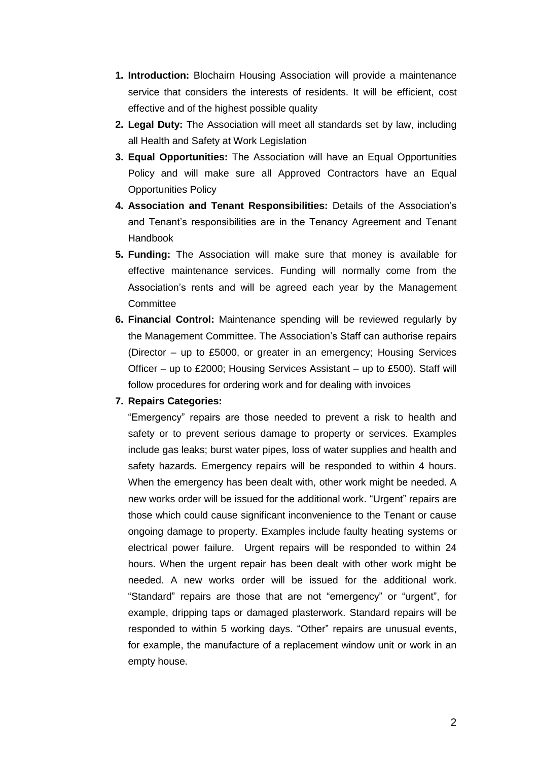1. **Introduction:** Blochairn Housing Association will provide a maintenance service that considers the interests of residents. It will be efficient, cost effective and of the highest possible quality
2. **Legal Duty:** The Association will meet all standards set by law, including all Health and Safety at Work Legislation
3. **Equal Opportunities:** The Association will have an Equal Opportunities Policy and will make sure all Approved Contractors have an Equal Opportunities Policy
4. **Association and Tenant Responsibilities:** Details of the Association's and Tenant's responsibilities are in the Tenancy Agreement and Tenant Handbook
5. **Funding:** The Association will make sure that money is available for effective maintenance services. Funding will normally come from the Association's rents and will be agreed each year by the Management Committee
6. **Financial Control:** Maintenance spending will be reviewed regularly by the Management Committee. The Association's Staff can authorise repairs (Director – up to £5000, or greater in an emergency; Housing Services Officer – up to £2000; Housing Services Assistant – up to £500). Staff will follow procedures for ordering work and for dealing with invoices
7. **Repairs Categories:**

   "Emergency" repairs are those needed to prevent a risk to health and safety or to prevent serious damage to property or services. Examples include gas leaks; burst water pipes, loss of water supplies and health and safety hazards. Emergency repairs will be responded to within 4 hours. When the emergency has been dealt with, other work might be needed. A new works order will be issued for the additional work. "Urgent" repairs are those which could cause significant inconvenience to the Tenant or cause ongoing damage to property. Examples include faulty heating systems or electrical power failure. Urgent repairs will be responded to within 24 hours. When the urgent repair has been dealt with other work might be needed. A new works order will be issued for the additional work. "Standard" repairs are those that are not "emergency" or "urgent", for example, dripping taps or damaged plasterwork. Standard repairs will be responded to within 5 working days. "Other" repairs are unusual events, for example, the manufacture of a replacement window unit or work in an empty house.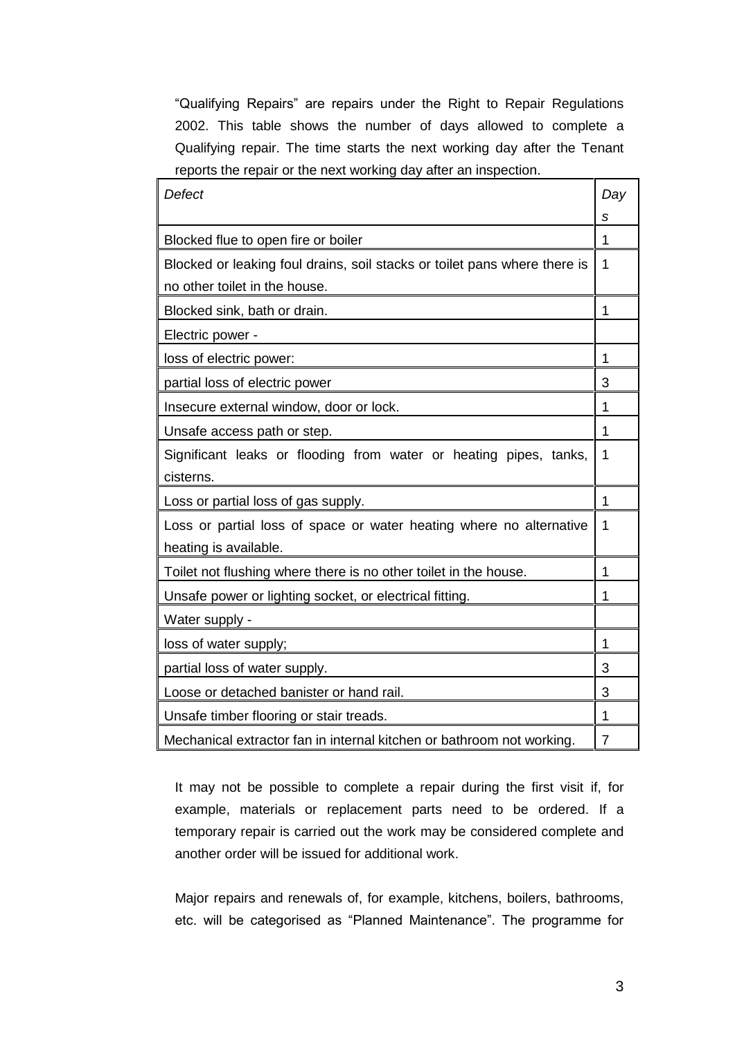"Qualifying Repairs" are repairs under the Right to Repair Regulations 2002. This table shows the number of days allowed to complete a Qualifying repair. The time starts the next working day after the Tenant reports the repair or the next working day after an inspection.

| *Defect* | *Days* |
|---|---|
| Blocked flue to open fire or boiler | 1 |
| Blocked or leaking foul drains, soil stacks or toilet pans where there is no other toilet in the house. | 1 |
| Blocked sink, bath or drain. | 1 |
| Electric power - | |
| loss of electric power: | 1 |
| partial loss of electric power | 3 |
| Insecure external window, door or lock. | 1 |
| Unsafe access path or step. | 1 |
| Significant leaks or flooding from water or heating pipes, tanks, cisterns. | 1 |
| Loss or partial loss of gas supply. | 1 |
| Loss or partial loss of space or water heating where no alternative heating is available. | 1 |
| Toilet not flushing where there is no other toilet in the house. | 1 |
| Unsafe power or lighting socket, or electrical fitting. | 1 |
| Water supply - | |
| loss of water supply; | 1 |
| partial loss of water supply. | 3 |
| Loose or detached banister or hand rail. | 3 |
| Unsafe timber flooring or stair treads. | 1 |
| Mechanical extractor fan in internal kitchen or bathroom not working. | 7 |

It may not be possible to complete a repair during the first visit if, for example, materials or replacement parts need to be ordered. If a temporary repair is carried out the work may be considered complete and another order will be issued for additional work.

Major repairs and renewals of, for example, kitchens, boilers, bathrooms, etc. will be categorised as "Planned Maintenance". The programme for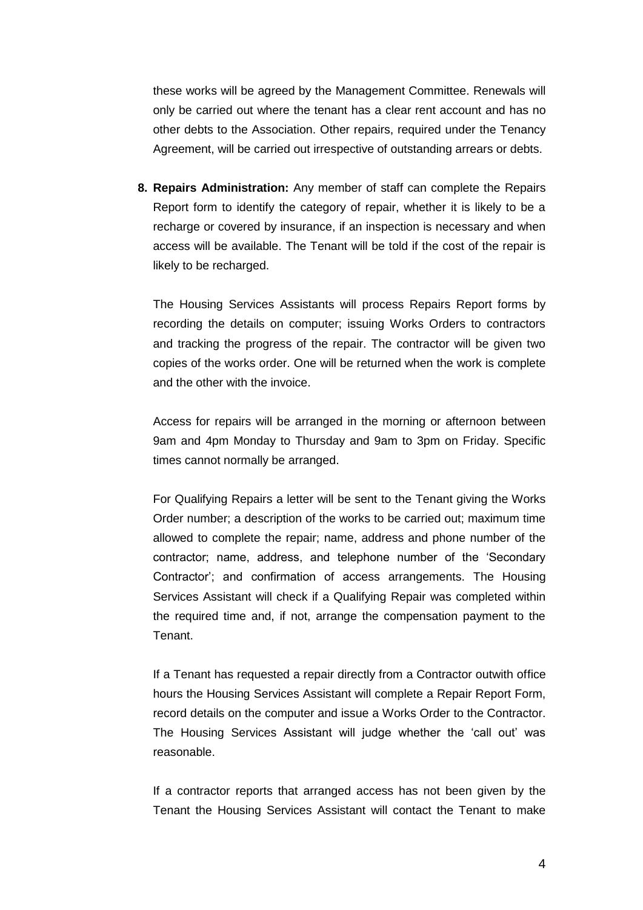these works will be agreed by the Management Committee. Renewals will only be carried out where the tenant has a clear rent account and has no other debts to the Association. Other repairs, required under the Tenancy Agreement, will be carried out irrespective of outstanding arrears or debts.

**8. Repairs Administration:** Any member of staff can complete the Repairs Report form to identify the category of repair, whether it is likely to be a recharge or covered by insurance, if an inspection is necessary and when access will be available. The Tenant will be told if the cost of the repair is likely to be recharged.

The Housing Services Assistants will process Repairs Report forms by recording the details on computer; issuing Works Orders to contractors and tracking the progress of the repair. The contractor will be given two copies of the works order. One will be returned when the work is complete and the other with the invoice.

Access for repairs will be arranged in the morning or afternoon between 9am and 4pm Monday to Thursday and 9am to 3pm on Friday. Specific times cannot normally be arranged.

For Qualifying Repairs a letter will be sent to the Tenant giving the Works Order number; a description of the works to be carried out; maximum time allowed to complete the repair; name, address and phone number of the contractor; name, address, and telephone number of the 'Secondary Contractor'; and confirmation of access arrangements. The Housing Services Assistant will check if a Qualifying Repair was completed within the required time and, if not, arrange the compensation payment to the Tenant.

If a Tenant has requested a repair directly from a Contractor outwith office hours the Housing Services Assistant will complete a Repair Report Form, record details on the computer and issue a Works Order to the Contractor. The Housing Services Assistant will judge whether the 'call out' was reasonable.

If a contractor reports that arranged access has not been given by the Tenant the Housing Services Assistant will contact the Tenant to make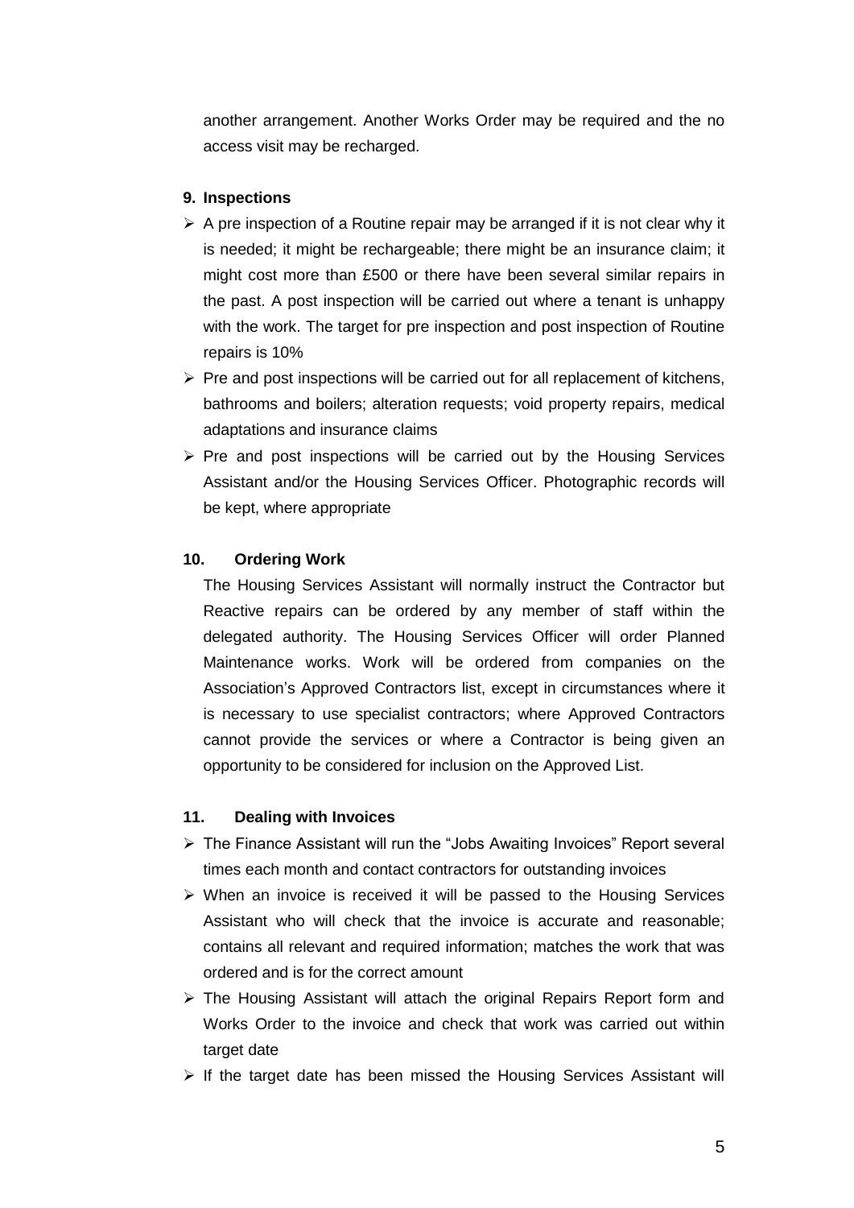another arrangement. Another Works Order may be required and the no access visit may be recharged.

## 9. Inspections

- A pre inspection of a Routine repair may be arranged if it is not clear why it is needed; it might be rechargeable; there might be an insurance claim; it might cost more than £500 or there have been several similar repairs in the past. A post inspection will be carried out where a tenant is unhappy with the work. The target for pre inspection and post inspection of Routine repairs is 10%
- Pre and post inspections will be carried out for all replacement of kitchens, bathrooms and boilers; alteration requests; void property repairs, medical adaptations and insurance claims
- Pre and post inspections will be carried out by the Housing Services Assistant and/or the Housing Services Officer. Photographic records will be kept, where appropriate

## 10. Ordering Work

The Housing Services Assistant will normally instruct the Contractor but Reactive repairs can be ordered by any member of staff within the delegated authority. The Housing Services Officer will order Planned Maintenance works. Work will be ordered from companies on the Association's Approved Contractors list, except in circumstances where it is necessary to use specialist contractors; where Approved Contractors cannot provide the services or where a Contractor is being given an opportunity to be considered for inclusion on the Approved List.

## 11. Dealing with Invoices

- The Finance Assistant will run the "Jobs Awaiting Invoices" Report several times each month and contact contractors for outstanding invoices
- When an invoice is received it will be passed to the Housing Services Assistant who will check that the invoice is accurate and reasonable; contains all relevant and required information; matches the work that was ordered and is for the correct amount
- The Housing Assistant will attach the original Repairs Report form and Works Order to the invoice and check that work was carried out within target date
- If the target date has been missed the Housing Services Assistant will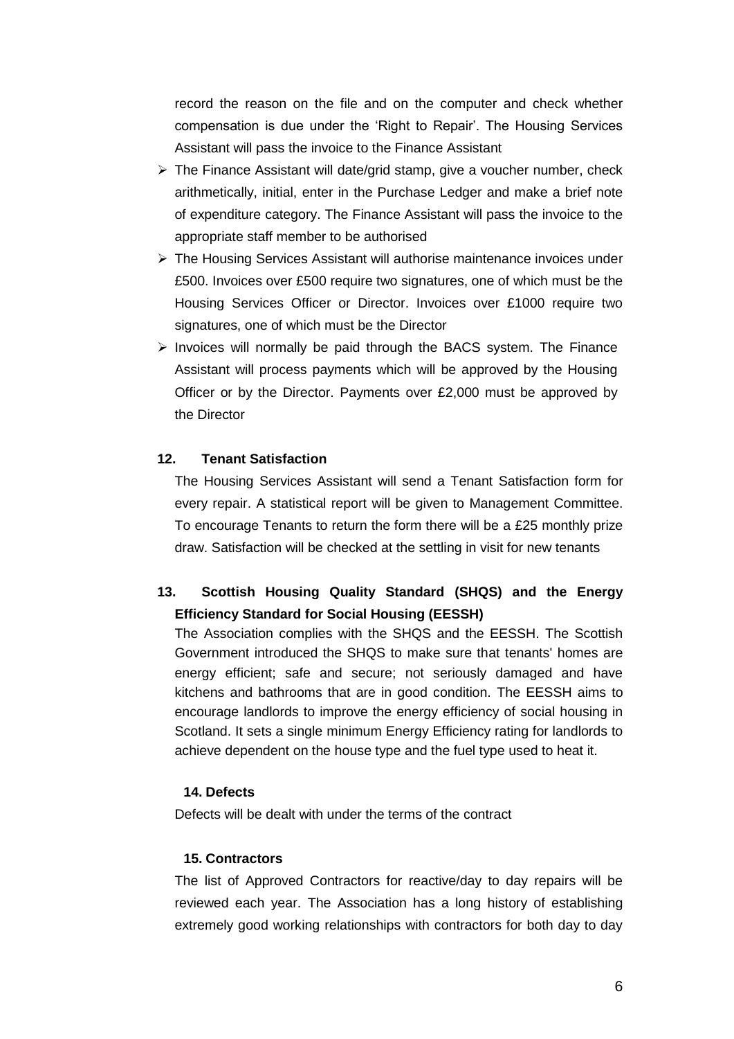record the reason on the file and on the computer and check whether compensation is due under the 'Right to Repair'. The Housing Services Assistant will pass the invoice to the Finance Assistant

- The Finance Assistant will date/grid stamp, give a voucher number, check arithmetically, initial, enter in the Purchase Ledger and make a brief note of expenditure category. The Finance Assistant will pass the invoice to the appropriate staff member to be authorised
- The Housing Services Assistant will authorise maintenance invoices under £500. Invoices over £500 require two signatures, one of which must be the Housing Services Officer or Director. Invoices over £1000 require two signatures, one of which must be the Director
- Invoices will normally be paid through the BACS system. The Finance Assistant will process payments which will be approved by the Housing Officer or by the Director. Payments over £2,000 must be approved by the Director

## 12. Tenant Satisfaction

The Housing Services Assistant will send a Tenant Satisfaction form for every repair. A statistical report will be given to Management Committee. To encourage Tenants to return the form there will be a £25 monthly prize draw. Satisfaction will be checked at the settling in visit for new tenants

## 13. Scottish Housing Quality Standard (SHQS) and the Energy Efficiency Standard for Social Housing (EESSH)

The Association complies with the SHQS and the EESSH. The Scottish Government introduced the SHQS to make sure that tenants' homes are energy efficient; safe and secure; not seriously damaged and have kitchens and bathrooms that are in good condition. The EESSH aims to encourage landlords to improve the energy efficiency of social housing in Scotland. It sets a single minimum Energy Efficiency rating for landlords to achieve dependent on the house type and the fuel type used to heat it.

## 14. Defects

Defects will be dealt with under the terms of the contract

## 15. Contractors

The list of Approved Contractors for reactive/day to day repairs will be reviewed each year. The Association has a long history of establishing extremely good working relationships with contractors for both day to day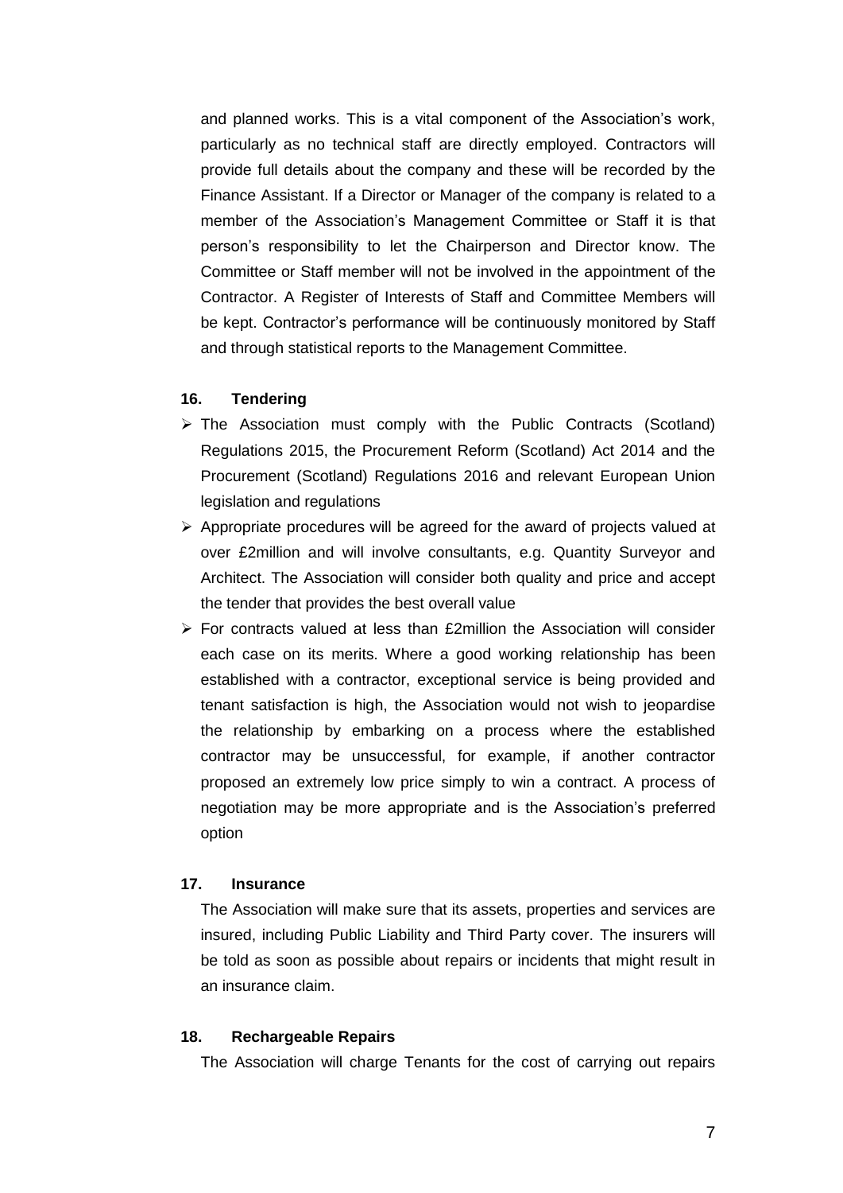and planned works. This is a vital component of the Association's work, particularly as no technical staff are directly employed. Contractors will provide full details about the company and these will be recorded by the Finance Assistant. If a Director or Manager of the company is related to a member of the Association's Management Committee or Staff it is that person's responsibility to let the Chairperson and Director know. The Committee or Staff member will not be involved in the appointment of the Contractor. A Register of Interests of Staff and Committee Members will be kept. Contractor's performance will be continuously monitored by Staff and through statistical reports to the Management Committee.

### 16. Tendering

- The Association must comply with the Public Contracts (Scotland) Regulations 2015, the Procurement Reform (Scotland) Act 2014 and the Procurement (Scotland) Regulations 2016 and relevant European Union legislation and regulations
- Appropriate procedures will be agreed for the award of projects valued at over £2million and will involve consultants, e.g. Quantity Surveyor and Architect. The Association will consider both quality and price and accept the tender that provides the best overall value
- For contracts valued at less than £2million the Association will consider each case on its merits. Where a good working relationship has been established with a contractor, exceptional service is being provided and tenant satisfaction is high, the Association would not wish to jeopardise the relationship by embarking on a process where the established contractor may be unsuccessful, for example, if another contractor proposed an extremely low price simply to win a contract. A process of negotiation may be more appropriate and is the Association's preferred option

### 17. Insurance

The Association will make sure that its assets, properties and services are insured, including Public Liability and Third Party cover. The insurers will be told as soon as possible about repairs or incidents that might result in an insurance claim.

### 18. Rechargeable Repairs

The Association will charge Tenants for the cost of carrying out repairs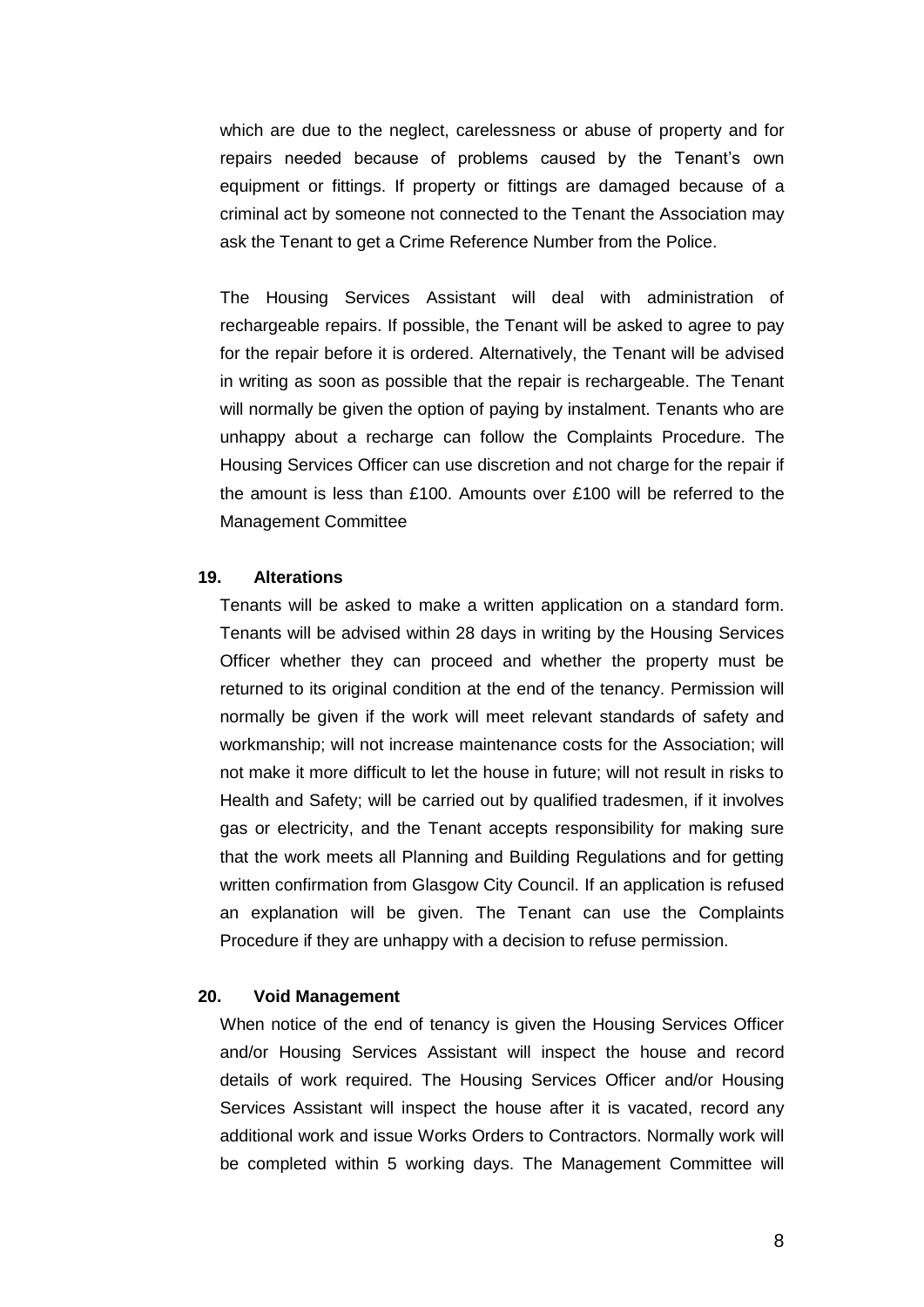which are due to the neglect, carelessness or abuse of property and for repairs needed because of problems caused by the Tenant's own equipment or fittings. If property or fittings are damaged because of a criminal act by someone not connected to the Tenant the Association may ask the Tenant to get a Crime Reference Number from the Police.

The Housing Services Assistant will deal with administration of rechargeable repairs. If possible, the Tenant will be asked to agree to pay for the repair before it is ordered. Alternatively, the Tenant will be advised in writing as soon as possible that the repair is rechargeable. The Tenant will normally be given the option of paying by instalment. Tenants who are unhappy about a recharge can follow the Complaints Procedure. The Housing Services Officer can use discretion and not charge for the repair if the amount is less than £100. Amounts over £100 will be referred to the Management Committee

## 19. Alterations

Tenants will be asked to make a written application on a standard form. Tenants will be advised within 28 days in writing by the Housing Services Officer whether they can proceed and whether the property must be returned to its original condition at the end of the tenancy. Permission will normally be given if the work will meet relevant standards of safety and workmanship; will not increase maintenance costs for the Association; will not make it more difficult to let the house in future; will not result in risks to Health and Safety; will be carried out by qualified tradesmen, if it involves gas or electricity, and the Tenant accepts responsibility for making sure that the work meets all Planning and Building Regulations and for getting written confirmation from Glasgow City Council. If an application is refused an explanation will be given. The Tenant can use the Complaints Procedure if they are unhappy with a decision to refuse permission.

## 20. Void Management

When notice of the end of tenancy is given the Housing Services Officer and/or Housing Services Assistant will inspect the house and record details of work required. The Housing Services Officer and/or Housing Services Assistant will inspect the house after it is vacated, record any additional work and issue Works Orders to Contractors. Normally work will be completed within 5 working days. The Management Committee will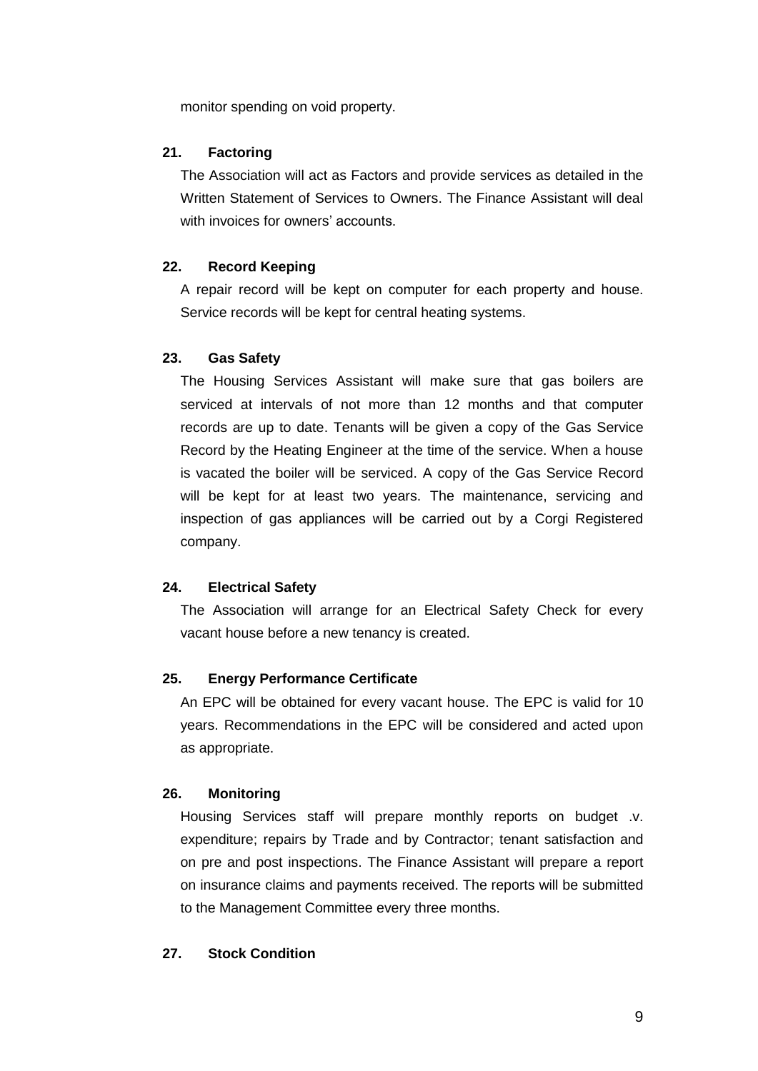monitor spending on void property.

### 21. Factoring

The Association will act as Factors and provide services as detailed in the Written Statement of Services to Owners. The Finance Assistant will deal with invoices for owners' accounts.

### 22. Record Keeping

A repair record will be kept on computer for each property and house. Service records will be kept for central heating systems.

### 23. Gas Safety

The Housing Services Assistant will make sure that gas boilers are serviced at intervals of not more than 12 months and that computer records are up to date. Tenants will be given a copy of the Gas Service Record by the Heating Engineer at the time of the service. When a house is vacated the boiler will be serviced. A copy of the Gas Service Record will be kept for at least two years. The maintenance, servicing and inspection of gas appliances will be carried out by a Corgi Registered company.

### 24. Electrical Safety

The Association will arrange for an Electrical Safety Check for every vacant house before a new tenancy is created.

### 25. Energy Performance Certificate

An EPC will be obtained for every vacant house. The EPC is valid for 10 years. Recommendations in the EPC will be considered and acted upon as appropriate.

### 26. Monitoring

Housing Services staff will prepare monthly reports on budget .v. expenditure; repairs by Trade and by Contractor; tenant satisfaction and on pre and post inspections. The Finance Assistant will prepare a report on insurance claims and payments received. The reports will be submitted to the Management Committee every three months.

### 27. Stock Condition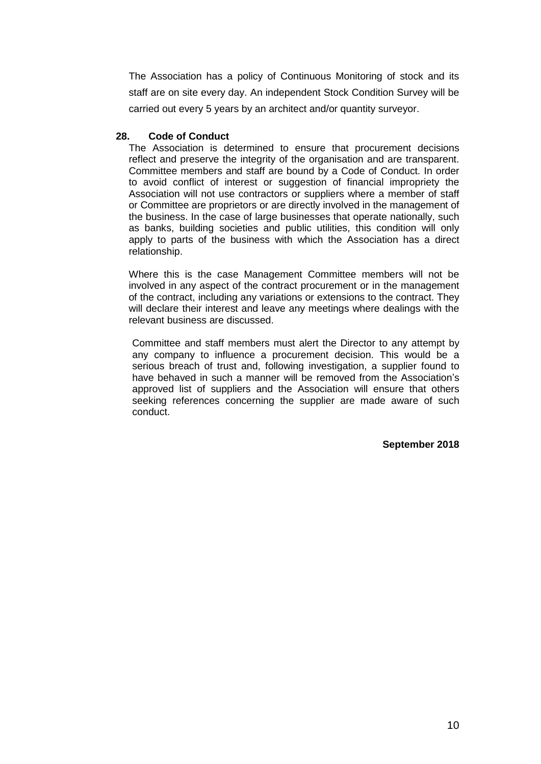The Association has a policy of Continuous Monitoring of stock and its staff are on site every day. An independent Stock Condition Survey will be carried out every 5 years by an architect and/or quantity surveyor.

## 28. Code of Conduct

The Association is determined to ensure that procurement decisions reflect and preserve the integrity of the organisation and are transparent. Committee members and staff are bound by a Code of Conduct. In order to avoid conflict of interest or suggestion of financial impropriety the Association will not use contractors or suppliers where a member of staff or Committee are proprietors or are directly involved in the management of the business. In the case of large businesses that operate nationally, such as banks, building societies and public utilities, this condition will only apply to parts of the business with which the Association has a direct relationship.

Where this is the case Management Committee members will not be involved in any aspect of the contract procurement or in the management of the contract, including any variations or extensions to the contract. They will declare their interest and leave any meetings where dealings with the relevant business are discussed.

Committee and staff members must alert the Director to any attempt by any company to influence a procurement decision. This would be a serious breach of trust and, following investigation, a supplier found to have behaved in such a manner will be removed from the Association's approved list of suppliers and the Association will ensure that others seeking references concerning the supplier are made aware of such conduct.

**September 2018**